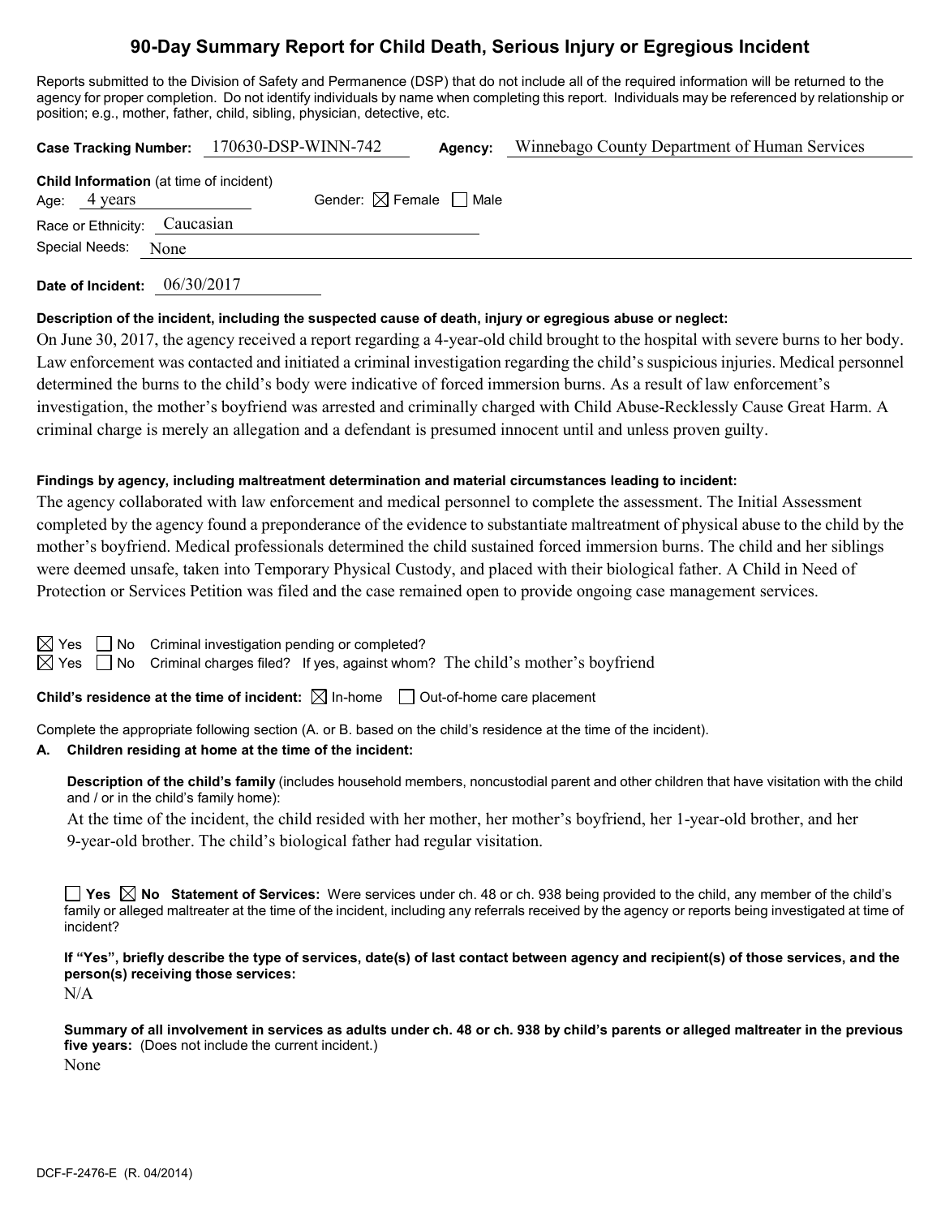# 90-Day Summary Report for Child Death, Serious Injury or Egregious Incident

Reports submitted to the Division of Safety and Permanence (DSP) that do not include all of the required information will be returned to the agency for proper completion. Do not identify individuals by name when completing this report. Individuals may be referenced by relationship or position; e.g., mother, father, child, sibling, physician, detective, etc.

**Case Tracking Number:** 170630-DSP-WINN-742 **Agency:** Winnebago County Department of Human Services

**Child Information** (at time of incident)
Age: 4 years Gender: ☒ Female ☐ Male
Race or Ethnicity: Caucasian
Special Needs: None

**Date of Incident:** 06/30/2017

**Description of the incident, including the suspected cause of death, injury or egregious abuse or neglect:**

On June 30, 2017, the agency received a report regarding a 4-year-old child brought to the hospital with severe burns to her body. Law enforcement was contacted and initiated a criminal investigation regarding the child's suspicious injuries. Medical personnel determined the burns to the child's body were indicative of forced immersion burns. As a result of law enforcement's investigation, the mother's boyfriend was arrested and criminally charged with Child Abuse-Recklessly Cause Great Harm. A criminal charge is merely an allegation and a defendant is presumed innocent until and unless proven guilty.

**Findings by agency, including maltreatment determination and material circumstances leading to incident:**

The agency collaborated with law enforcement and medical personnel to complete the assessment. The Initial Assessment completed by the agency found a preponderance of the evidence to substantiate maltreatment of physical abuse to the child by the mother's boyfriend. Medical professionals determined the child sustained forced immersion burns. The child and her siblings were deemed unsafe, taken into Temporary Physical Custody, and placed with their biological father. A Child in Need of Protection or Services Petition was filed and the case remained open to provide ongoing case management services.

☒ Yes ☐ No Criminal investigation pending or completed?
☒ Yes ☐ No Criminal charges filed? If yes, against whom? The child's mother's boyfriend

**Child's residence at the time of incident:** ☒ In-home ☐ Out-of-home care placement

Complete the appropriate following section (A. or B. based on the child's residence at the time of the incident).

**A. Children residing at home at the time of the incident:**

**Description of the child's family** (includes household members, noncustodial parent and other children that have visitation with the child and / or in the child's family home):

At the time of the incident, the child resided with her mother, her mother's boyfriend, her 1-year-old brother, and her 9-year-old brother. The child's biological father had regular visitation.

☐ **Yes** ☒ **No** **Statement of Services:** Were services under ch. 48 or ch. 938 being provided to the child, any member of the child's family or alleged maltreater at the time of the incident, including any referrals received by the agency or reports being investigated at time of incident?

**If "Yes", briefly describe the type of services, date(s) of last contact between agency and recipient(s) of those services, and the person(s) receiving those services:**

N/A

**Summary of all involvement in services as adults under ch. 48 or ch. 938 by child's parents or alleged maltreater in the previous five years:** (Does not include the current incident.)

None

DCF-F-2476-E (R. 04/2014)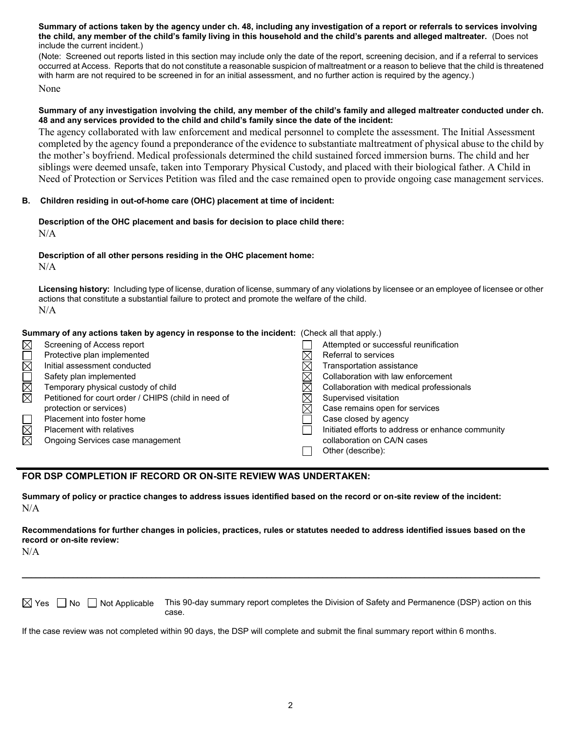**Summary of actions taken by the agency under ch. 48, including any investigation of a report or referrals to services involving the child, any member of the child's family living in this household and the child's parents and alleged maltreater.** (Does not include the current incident.)

(Note: Screened out reports listed in this section may include only the date of the report, screening decision, and if a referral to services occurred at Access. Reports that do not constitute a reasonable suspicion of maltreatment or a reason to believe that the child is threatened with harm are not required to be screened in for an initial assessment, and no further action is required by the agency.)

None

**Summary of any investigation involving the child, any member of the child's family and alleged maltreater conducted under ch. 48 and any services provided to the child and child's family since the date of the incident:**

The agency collaborated with law enforcement and medical personnel to complete the assessment. The Initial Assessment completed by the agency found a preponderance of the evidence to substantiate maltreatment of physical abuse to the child by the mother's boyfriend. Medical professionals determined the child sustained forced immersion burns. The child and her siblings were deemed unsafe, taken into Temporary Physical Custody, and placed with their biological father. A Child in Need of Protection or Services Petition was filed and the case remained open to provide ongoing case management services.

**B. Children residing in out-of-home care (OHC) placement at time of incident:**

**Description of the OHC placement and basis for decision to place child there:**

N/A

**Description of all other persons residing in the OHC placement home:**

N/A

**Licensing history:** Including type of license, duration of license, summary of any violations by licensee or an employee of licensee or other actions that constitute a substantial failure to protect and promote the welfare of the child.

N/A

**Summary of any actions taken by agency in response to the incident:** (Check all that apply.)

- ☒ Screening of Access report
- ☐ Protective plan implemented
- ☒ Initial assessment conducted
- ☐ Safety plan implemented
- ☒ Temporary physical custody of child
- ☒ Petitioned for court order / CHIPS (child in need of protection or services)
- ☐ Placement into foster home
- ☒ Placement with relatives
- ☒ Ongoing Services case management
- ☐ Attempted or successful reunification
- ☒ Referral to services
- ☒ Transportation assistance
- ☒ Collaboration with law enforcement
- ☒ Collaboration with medical professionals
- ☒ Supervised visitation
- ☒ Case remains open for services
- ☐ Case closed by agency
- ☐ Initiated efforts to address or enhance community collaboration on CA/N cases
- ☐ Other (describe):

## FOR DSP COMPLETION IF RECORD OR ON-SITE REVIEW WAS UNDERTAKEN:

**Summary of policy or practice changes to address issues identified based on the record or on-site review of the incident:**

N/A

**Recommendations for further changes in policies, practices, rules or statutes needed to address identified issues based on the record or on-site review:**

N/A

---

☒ Yes ☐ No ☐ Not Applicable This 90-day summary report completes the Division of Safety and Permanence (DSP) action on this case.

If the case review was not completed within 90 days, the DSP will complete and submit the final summary report within 6 months.